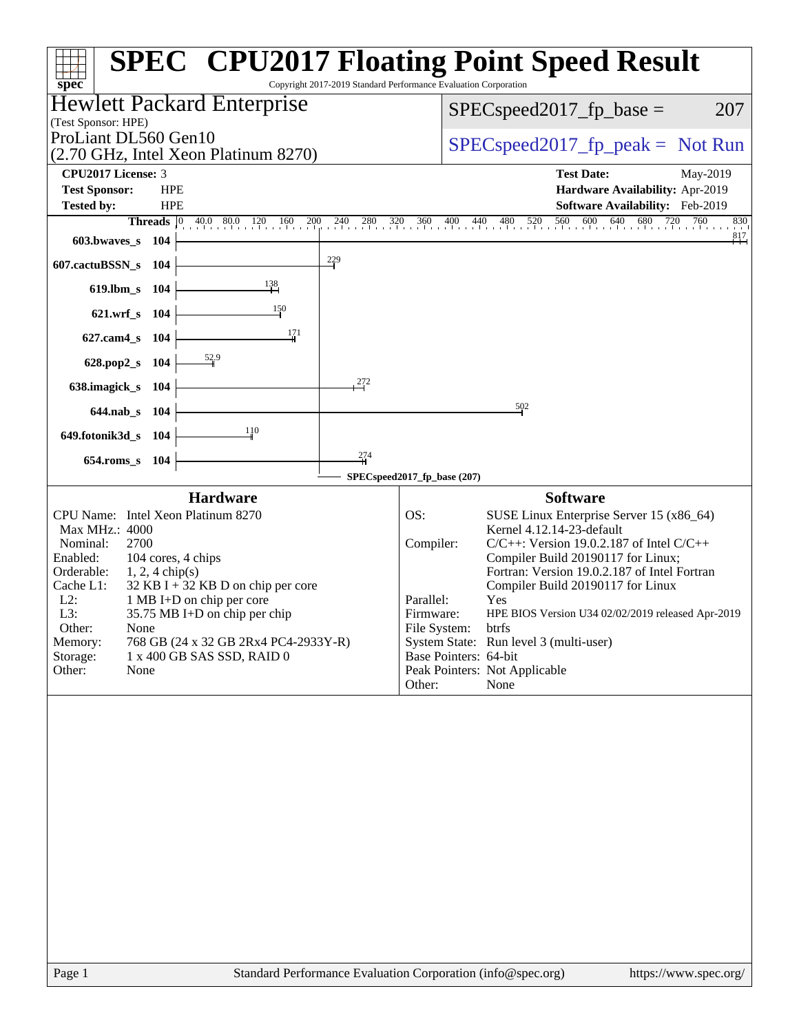# SPEC CPU2017 Floating Point Speed Result

Copyright 2017-2019 Standard Performance Evaluation Corporation

## Hewlett Packard Enterprise

(Test Sponsor: HPE)

ProLiant DL560 Gen10
(2.70 GHz, Intel Xeon Platinum 8270)

SPECspeed2017_fp_base = 207

SPECspeed2017_fp_peak = Not Run

| | | | |
|---|---|---|---|
| **CPU2017 License:** | 3 | **Test Date:** | May-2019 |
| **Test Sponsor:** | HPE | **Hardware Availability:** | Apr-2019 |
| **Tested by:** | HPE | **Software Availability:** | Feb-2019 |

| Benchmark | Threads | Base |
|---|---|---|
| 603.bwaves_s | 104 | 817 |
| 607.cactuBSSN_s | 104 | 229 |
| 619.lbm_s | 104 | 138 |
| 621.wrf_s | 104 | 150 |
| 627.cam4_s | 104 | 171 |
| 628.pop2_s | 104 | 52.9 |
| 638.imagick_s | 104 | 272 |
| 644.nab_s | 104 | 502 |
| 649.fotonik3d_s | 104 | 110 |
| 654.roms_s | 104 | 274 |

SPECspeed2017_fp_base (207)

### Hardware

| | |
|---|---|
| CPU Name: | Intel Xeon Platinum 8270 |
| Max MHz.: | 4000 |
| Nominal: | 2700 |
| Enabled: | 104 cores, 4 chips |
| Orderable: | 1, 2, 4 chip(s) |
| Cache L1: | 32 KB I + 32 KB D on chip per core |
| L2: | 1 MB I+D on chip per core |
| L3: | 35.75 MB I+D on chip per chip |
| Other: | None |
| Memory: | 768 GB (24 x 32 GB 2Rx4 PC4-2933Y-R) |
| Storage: | 1 x 400 GB SAS SSD, RAID 0 |
| Other: | None |

### Software

| | |
|---|---|
| OS: | SUSE Linux Enterprise Server 15 (x86_64) Kernel 4.12.14-23-default |
| Compiler: | C/C++: Version 19.0.2.187 of Intel C/C++ Compiler Build 20190117 for Linux; Fortran: Version 19.0.2.187 of Intel Fortran Compiler Build 20190117 for Linux |
| Parallel: | Yes |
| Firmware: | HPE BIOS Version U34 02/02/2019 released Apr-2019 |
| File System: | btrfs |
| System State: | Run level 3 (multi-user) |
| Base Pointers: | 64-bit |
| Peak Pointers: | Not Applicable |
| Other: | None |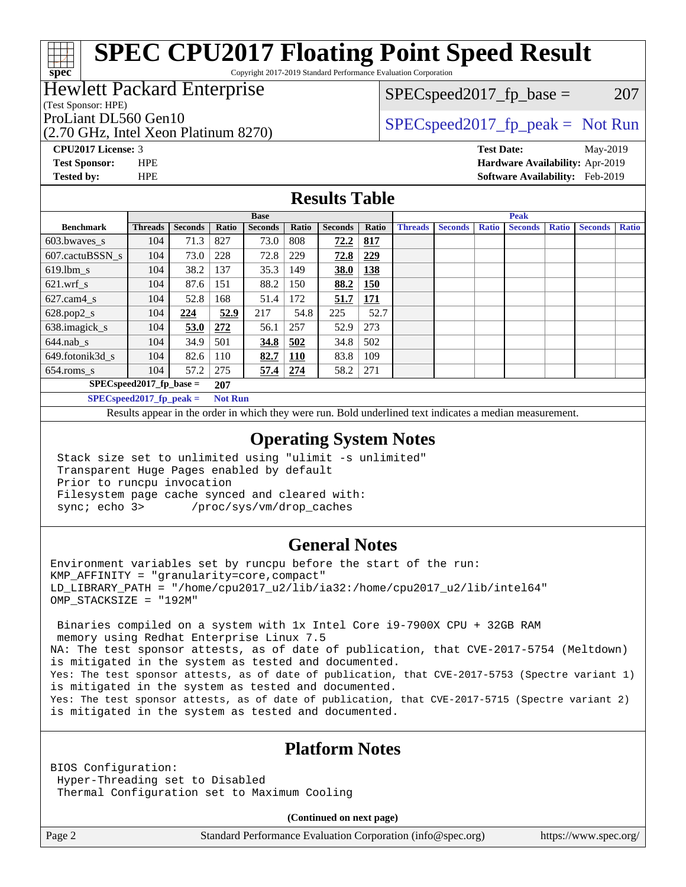# SPEC CPU2017 Floating Point Speed Result

Copyright 2017-2019 Standard Performance Evaluation Corporation

**Hewlett Packard Enterprise**
(Test Sponsor: HPE)

ProLiant DL560 Gen10
(2.70 GHz, Intel Xeon Platinum 8270)

SPECspeed2017_fp_base = 207

SPECspeed2017_fp_peak = Not Run

**CPU2017 License:** 3
**Test Sponsor:** HPE
**Tested by:** HPE

**Test Date:** May-2019
**Hardware Availability:** Apr-2019
**Software Availability:** Feb-2019

## Results Table

| | Base | | | | | | | Peak | | | | | | |
|---|---|---|---|---|---|---|---|---|---|---|---|---|---|---|
| **Benchmark** | **Threads** | **Seconds** | **Ratio** | **Seconds** | **Ratio** | **Seconds** | **Ratio** | **Threads** | **Seconds** | **Ratio** | **Seconds** | **Ratio** | **Seconds** | **Ratio** |
| 603.bwaves_s | 104 | 71.3 | 827 | 73.0 | 808 | **72.2** | **817** | | | | | | | |
| 607.cactuBSSN_s | 104 | 73.0 | 228 | 72.8 | 229 | **72.8** | **229** | | | | | | | |
| 619.lbm_s | 104 | 38.2 | 137 | 35.3 | 149 | **38.0** | **138** | | | | | | | |
| 621.wrf_s | 104 | 87.6 | 151 | 88.2 | 150 | **88.2** | **150** | | | | | | | |
| 627.cam4_s | 104 | 52.8 | 168 | 51.4 | 172 | **51.7** | **171** | | | | | | | |
| 628.pop2_s | 104 | **224** | **52.9** | 217 | 54.8 | 225 | 52.7 | | | | | | | |
| 638.imagick_s | 104 | **53.0** | **272** | 56.1 | 257 | 52.9 | 273 | | | | | | | |
| 644.nab_s | 104 | 34.9 | 501 | **34.8** | **502** | 34.8 | 502 | | | | | | | |
| 649.fotonik3d_s | 104 | 82.6 | 110 | **82.7** | **110** | 83.8 | 109 | | | | | | | |
| 654.roms_s | 104 | 57.2 | 275 | **57.4** | **274** | 58.2 | 271 | | | | | | | |

**SPECspeed2017_fp_base =** **207**

**SPECspeed2017_fp_peak =** **Not Run**

Results appear in the order in which they were run. Bold underlined text indicates a median measurement.

## Operating System Notes

```
Stack size set to unlimited using "ulimit -s unlimited"
Transparent Huge Pages enabled by default
Prior to runcpu invocation
Filesystem page cache synced and cleared with:
sync; echo 3>       /proc/sys/vm/drop_caches
```

## General Notes

```
Environment variables set by runcpu before the start of the run:
KMP_AFFINITY = "granularity=core,compact"
LD_LIBRARY_PATH = "/home/cpu2017_u2/lib/ia32:/home/cpu2017_u2/lib/intel64"
OMP_STACKSIZE = "192M"

 Binaries compiled on a system with 1x Intel Core i9-7900X CPU + 32GB RAM
 memory using Redhat Enterprise Linux 7.5
NA: The test sponsor attests, as of date of publication, that CVE-2017-5754 (Meltdown)
is mitigated in the system as tested and documented.
Yes: The test sponsor attests, as of date of publication, that CVE-2017-5753 (Spectre variant 1)
is mitigated in the system as tested and documented.
Yes: The test sponsor attests, as of date of publication, that CVE-2017-5715 (Spectre variant 2)
is mitigated in the system as tested and documented.
```

## Platform Notes

```
BIOS Configuration:
 Hyper-Threading set to Disabled
 Thermal Configuration set to Maximum Cooling
```

**(Continued on next page)**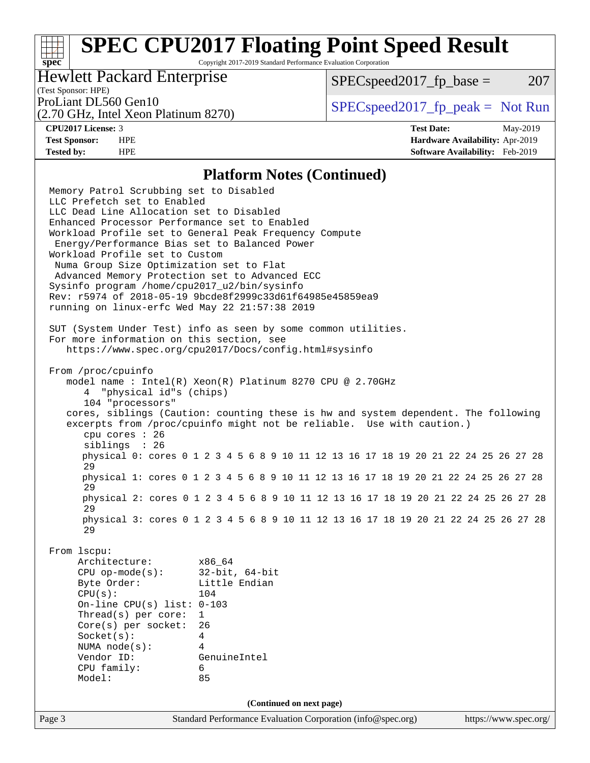# SPEC CPU2017 Floating Point Speed Result

Copyright 2017-2019 Standard Performance Evaluation Corporation

**Hewlett Packard Enterprise**
(Test Sponsor: HPE)
ProLiant DL560 Gen10
(2.70 GHz, Intel Xeon Platinum 8270)

SPECspeed2017_fp_base = 207

SPECspeed2017_fp_peak = Not Run

**CPU2017 License:** 3
**Test Sponsor:** HPE
**Tested by:** HPE

**Test Date:** May-2019
**Hardware Availability:** Apr-2019
**Software Availability:** Feb-2019

## Platform Notes (Continued)

```
Memory Patrol Scrubbing set to Disabled
LLC Prefetch set to Enabled
LLC Dead Line Allocation set to Disabled
Enhanced Processor Performance set to Enabled
Workload Profile set to General Peak Frequency Compute
 Energy/Performance Bias set to Balanced Power
Workload Profile set to Custom
 Numa Group Size Optimization set to Flat
 Advanced Memory Protection set to Advanced ECC
Sysinfo program /home/cpu2017_u2/bin/sysinfo
Rev: r5974 of 2018-05-19 9bcde8f2999c33d61f64985e45859ea9
running on linux-erfc Wed May 22 21:57:38 2019

SUT (System Under Test) info as seen by some common utilities.
For more information on this section, see
   https://www.spec.org/cpu2017/Docs/config.html#sysinfo

From /proc/cpuinfo
   model name : Intel(R) Xeon(R) Platinum 8270 CPU @ 2.70GHz
      4  "physical id"s (chips)
      104 "processors"
   cores, siblings (Caution: counting these is hw and system dependent. The following
   excerpts from /proc/cpuinfo might not be reliable.  Use with caution.)
      cpu cores : 26
      siblings  : 26
      physical 0: cores 0 1 2 3 4 5 6 8 9 10 11 12 13 16 17 18 19 20 21 22 24 25 26 27 28
      29
      physical 1: cores 0 1 2 3 4 5 6 8 9 10 11 12 13 16 17 18 19 20 21 22 24 25 26 27 28
      29
      physical 2: cores 0 1 2 3 4 5 6 8 9 10 11 12 13 16 17 18 19 20 21 22 24 25 26 27 28
      29
      physical 3: cores 0 1 2 3 4 5 6 8 9 10 11 12 13 16 17 18 19 20 21 22 24 25 26 27 28
      29

From lscpu:
     Architecture:          x86_64
     CPU op-mode(s):        32-bit, 64-bit
     Byte Order:            Little Endian
     CPU(s):                104
     On-line CPU(s) list: 0-103
     Thread(s) per core:    1
     Core(s) per socket:    26
     Socket(s):             4
     NUMA node(s):          4
     Vendor ID:             GenuineIntel
     CPU family:            6
     Model:                 85
```

**(Continued on next page)**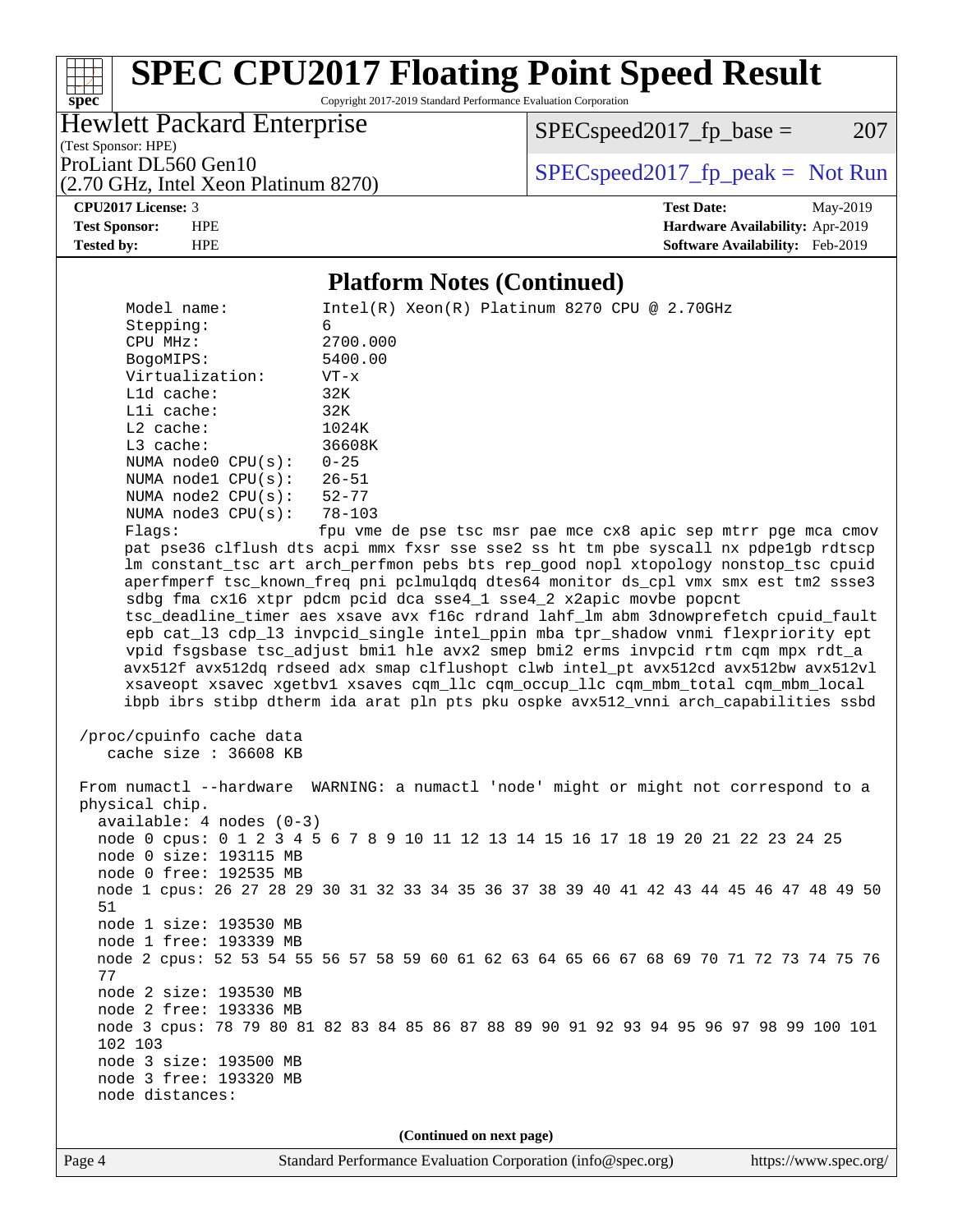## Platform Notes (Continued)

```
Model name:          Intel(R) Xeon(R) Platinum 8270 CPU @ 2.70GHz
Stepping:            6
CPU MHz:             2700.000
BogoMIPS:            5400.00
Virtualization:      VT-x
L1d cache:           32K
L1i cache:           32K
L2 cache:            1024K
L3 cache:            36608K
NUMA node0 CPU(s):   0-25
NUMA node1 CPU(s):   26-51
NUMA node2 CPU(s):   52-77
NUMA node3 CPU(s):   78-103
Flags:               fpu vme de pse tsc msr pae mce cx8 apic sep mtrr pge mca cmov
pat pse36 clflush dts acpi mmx fxsr sse sse2 ss ht tm pbe syscall nx pdpe1gb rdtscp
lm constant_tsc art arch_perfmon pebs bts rep_good nopl xtopology nonstop_tsc cpuid
aperfmperf tsc_known_freq pni pclmulqdq dtes64 monitor ds_cpl vmx smx est tm2 ssse3
sdbg fma cx16 xtpr pdcm pcid dca sse4_1 sse4_2 x2apic movbe popcnt
tsc_deadline_timer aes xsave avx f16c rdrand lahf_lm abm 3dnowprefetch cpuid_fault
epb cat_l3 cdp_l3 invpcid_single intel_ppin mba tpr_shadow vnmi flexpriority ept
vpid fsgsbase tsc_adjust bmi1 hle avx2 smep bmi2 erms invpcid rtm cqm mpx rdt_a
avx512f avx512dq rdseed adx smap clflushopt clwb intel_pt avx512cd avx512bw avx512vl
xsaveopt xsavec xgetbv1 xsaves cqm_llc cqm_occup_llc cqm_mbm_total cqm_mbm_local
ibpb ibrs stibp dtherm ida arat pln pts pku ospke avx512_vnni arch_capabilities ssbd

/proc/cpuinfo cache data
   cache size : 36608 KB

From numactl --hardware  WARNING: a numactl 'node' might or might not correspond to a
physical chip.
  available: 4 nodes (0-3)
  node 0 cpus: 0 1 2 3 4 5 6 7 8 9 10 11 12 13 14 15 16 17 18 19 20 21 22 23 24 25
  node 0 size: 193115 MB
  node 0 free: 192535 MB
  node 1 cpus: 26 27 28 29 30 31 32 33 34 35 36 37 38 39 40 41 42 43 44 45 46 47 48 49 50
  51
  node 1 size: 193530 MB
  node 1 free: 193339 MB
  node 2 cpus: 52 53 54 55 56 57 58 59 60 61 62 63 64 65 66 67 68 69 70 71 72 73 74 75 76
  77
  node 2 size: 193530 MB
  node 2 free: 193336 MB
  node 3 cpus: 78 79 80 81 82 83 84 85 86 87 88 89 90 91 92 93 94 95 96 97 98 99 100 101
  102 103
  node 3 size: 193500 MB
  node 3 free: 193320 MB
  node distances:
```

**(Continued on next page)**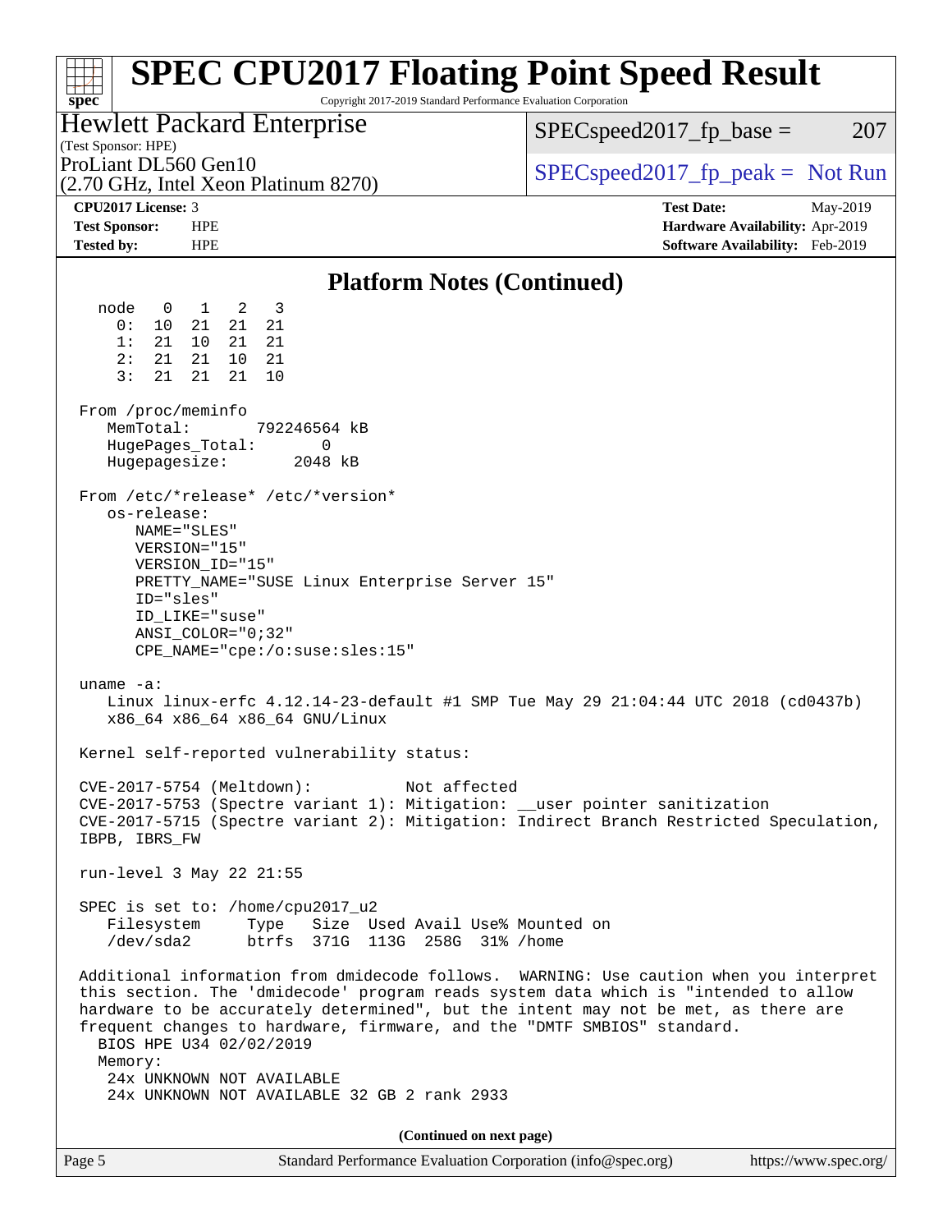# SPEC CPU2017 Floating Point Speed Result

Copyright 2017-2019 Standard Performance Evaluation Corporation

**Hewlett Packard Enterprise**
(Test Sponsor: HPE)
ProLiant DL560 Gen10
(2.70 GHz, Intel Xeon Platinum 8270)

SPECspeed2017_fp_base = 207

SPECspeed2017_fp_peak = Not Run

**CPU2017 License:** 3
**Test Sponsor:** HPE
**Tested by:** HPE

**Test Date:** May-2019
**Hardware Availability:** Apr-2019
**Software Availability:** Feb-2019

## Platform Notes (Continued)

```
  node   0   1   2   3
    0:  10  21  21  21
    1:  21  10  21  21
    2:  21  21  10  21
    3:  21  21  21  10

From /proc/meminfo
   MemTotal:       792246564 kB
   HugePages_Total:       0
   Hugepagesize:       2048 kB

From /etc/*release* /etc/*version*
   os-release:
      NAME="SLES"
      VERSION="15"
      VERSION_ID="15"
      PRETTY_NAME="SUSE Linux Enterprise Server 15"
      ID="sles"
      ID_LIKE="suse"
      ANSI_COLOR="0;32"
      CPE_NAME="cpe:/o:suse:sles:15"

uname -a:
   Linux linux-erfc 4.12.14-23-default #1 SMP Tue May 29 21:04:44 UTC 2018 (cd0437b)
   x86_64 x86_64 x86_64 GNU/Linux

Kernel self-reported vulnerability status:

CVE-2017-5754 (Meltdown):          Not affected
CVE-2017-5753 (Spectre variant 1): Mitigation: __user pointer sanitization
CVE-2017-5715 (Spectre variant 2): Mitigation: Indirect Branch Restricted Speculation,
IBPB, IBRS_FW

run-level 3 May 22 21:55

SPEC is set to: /home/cpu2017_u2
   Filesystem     Type   Size  Used Avail Use% Mounted on
   /dev/sda2      btrfs  371G  113G  258G  31% /home

Additional information from dmidecode follows.  WARNING: Use caution when you interpret
this section. The 'dmidecode' program reads system data which is "intended to allow
hardware to be accurately determined", but the intent may not be met, as there are
frequent changes to hardware, firmware, and the "DMTF SMBIOS" standard.
  BIOS HPE U34 02/02/2019
  Memory:
   24x UNKNOWN NOT AVAILABLE
   24x UNKNOWN NOT AVAILABLE 32 GB 2 rank 2933
```

(Continued on next page)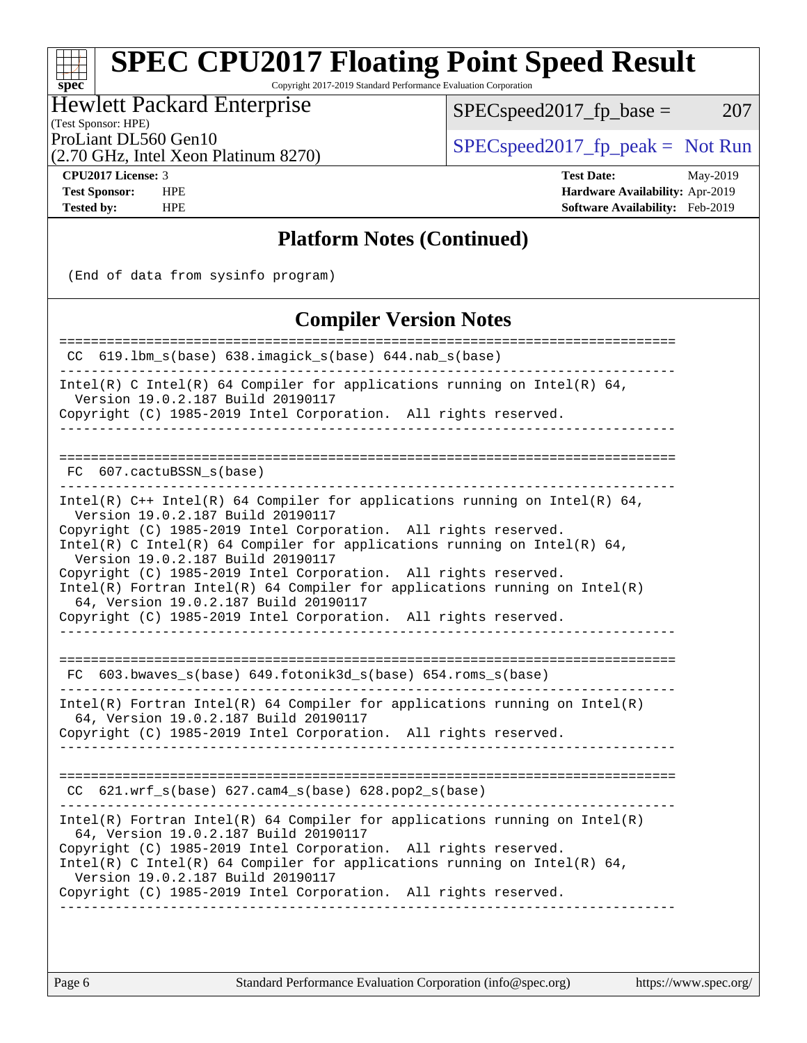## Platform Notes (Continued)

```
(End of data from sysinfo program)
```

## Compiler Version Notes

```
==============================================================================
 CC  619.lbm_s(base) 638.imagick_s(base) 644.nab_s(base)
------------------------------------------------------------------------------
Intel(R) C Intel(R) 64 Compiler for applications running on Intel(R) 64,
  Version 19.0.2.187 Build 20190117
Copyright (C) 1985-2019 Intel Corporation.  All rights reserved.
------------------------------------------------------------------------------

==============================================================================
 FC  607.cactuBSSN_s(base)
------------------------------------------------------------------------------
Intel(R) C++ Intel(R) 64 Compiler for applications running on Intel(R) 64,
  Version 19.0.2.187 Build 20190117
Copyright (C) 1985-2019 Intel Corporation.  All rights reserved.
Intel(R) C Intel(R) 64 Compiler for applications running on Intel(R) 64,
  Version 19.0.2.187 Build 20190117
Copyright (C) 1985-2019 Intel Corporation.  All rights reserved.
Intel(R) Fortran Intel(R) 64 Compiler for applications running on Intel(R)
  64, Version 19.0.2.187 Build 20190117
Copyright (C) 1985-2019 Intel Corporation.  All rights reserved.
------------------------------------------------------------------------------

==============================================================================
 FC  603.bwaves_s(base) 649.fotonik3d_s(base) 654.roms_s(base)
------------------------------------------------------------------------------
Intel(R) Fortran Intel(R) 64 Compiler for applications running on Intel(R)
  64, Version 19.0.2.187 Build 20190117
Copyright (C) 1985-2019 Intel Corporation.  All rights reserved.
------------------------------------------------------------------------------

==============================================================================
 CC  621.wrf_s(base) 627.cam4_s(base) 628.pop2_s(base)
------------------------------------------------------------------------------
Intel(R) Fortran Intel(R) 64 Compiler for applications running on Intel(R)
  64, Version 19.0.2.187 Build 20190117
Copyright (C) 1985-2019 Intel Corporation.  All rights reserved.
Intel(R) C Intel(R) 64 Compiler for applications running on Intel(R) 64,
  Version 19.0.2.187 Build 20190117
Copyright (C) 1985-2019 Intel Corporation.  All rights reserved.
------------------------------------------------------------------------------
```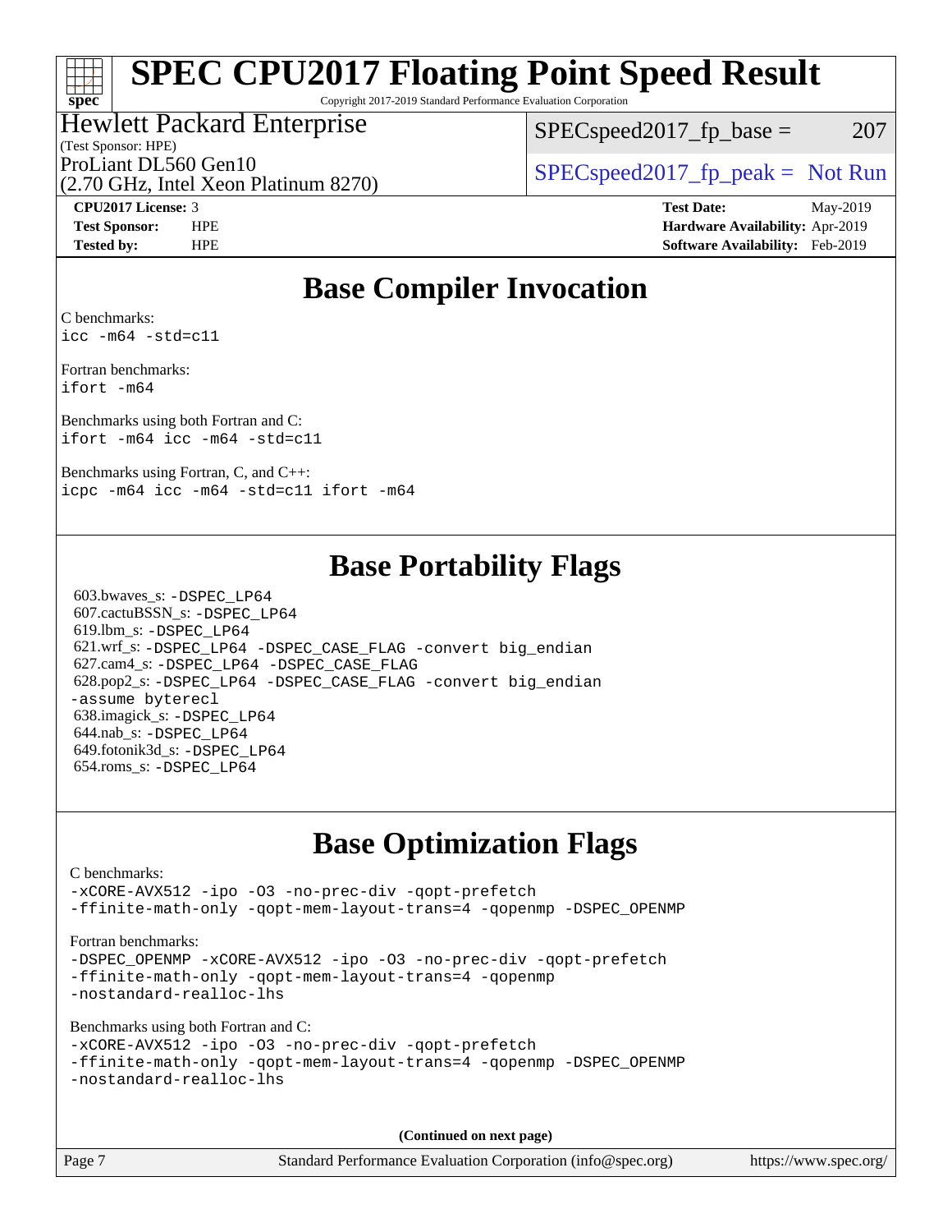# SPEC CPU2017 Floating Point Speed Result

Copyright 2017-2019 Standard Performance Evaluation Corporation

**Hewlett Packard Enterprise**
(Test Sponsor: HPE)
ProLiant DL560 Gen10
(2.70 GHz, Intel Xeon Platinum 8270)

SPECspeed2017_fp_base = 207

SPECspeed2017_fp_peak = Not Run

| | | | |
|---|---|---|---|
| **CPU2017 License:** | 3 | **Test Date:** | May-2019 |
| **Test Sponsor:** | HPE | **Hardware Availability:** | Apr-2019 |
| **Tested by:** | HPE | **Software Availability:** | Feb-2019 |

## Base Compiler Invocation

C benchmarks:
```
icc -m64 -std=c11
```

Fortran benchmarks:
```
ifort -m64
```

Benchmarks using both Fortran and C:
```
ifort -m64 icc -m64 -std=c11
```

Benchmarks using Fortran, C, and C++:
```
icpc -m64 icc -m64 -std=c11 ifort -m64
```

## Base Portability Flags

603.bwaves_s: `-DSPEC_LP64`
607.cactuBSSN_s: `-DSPEC_LP64`
619.lbm_s: `-DSPEC_LP64`
621.wrf_s: `-DSPEC_LP64 -DSPEC_CASE_FLAG -convert big_endian`
627.cam4_s: `-DSPEC_LP64 -DSPEC_CASE_FLAG`
628.pop2_s: `-DSPEC_LP64 -DSPEC_CASE_FLAG -convert big_endian -assume byterecl`
638.imagick_s: `-DSPEC_LP64`
644.nab_s: `-DSPEC_LP64`
649.fotonik3d_s: `-DSPEC_LP64`
654.roms_s: `-DSPEC_LP64`

## Base Optimization Flags

C benchmarks:
```
-xCORE-AVX512 -ipo -O3 -no-prec-div -qopt-prefetch
-ffinite-math-only -qopt-mem-layout-trans=4 -qopenmp -DSPEC_OPENMP
```

Fortran benchmarks:
```
-DSPEC_OPENMP -xCORE-AVX512 -ipo -O3 -no-prec-div -qopt-prefetch
-ffinite-math-only -qopt-mem-layout-trans=4 -qopenmp
-nostandard-realloc-lhs
```

Benchmarks using both Fortran and C:
```
-xCORE-AVX512 -ipo -O3 -no-prec-div -qopt-prefetch
-ffinite-math-only -qopt-mem-layout-trans=4 -qopenmp -DSPEC_OPENMP
-nostandard-realloc-lhs
```

**(Continued on next page)**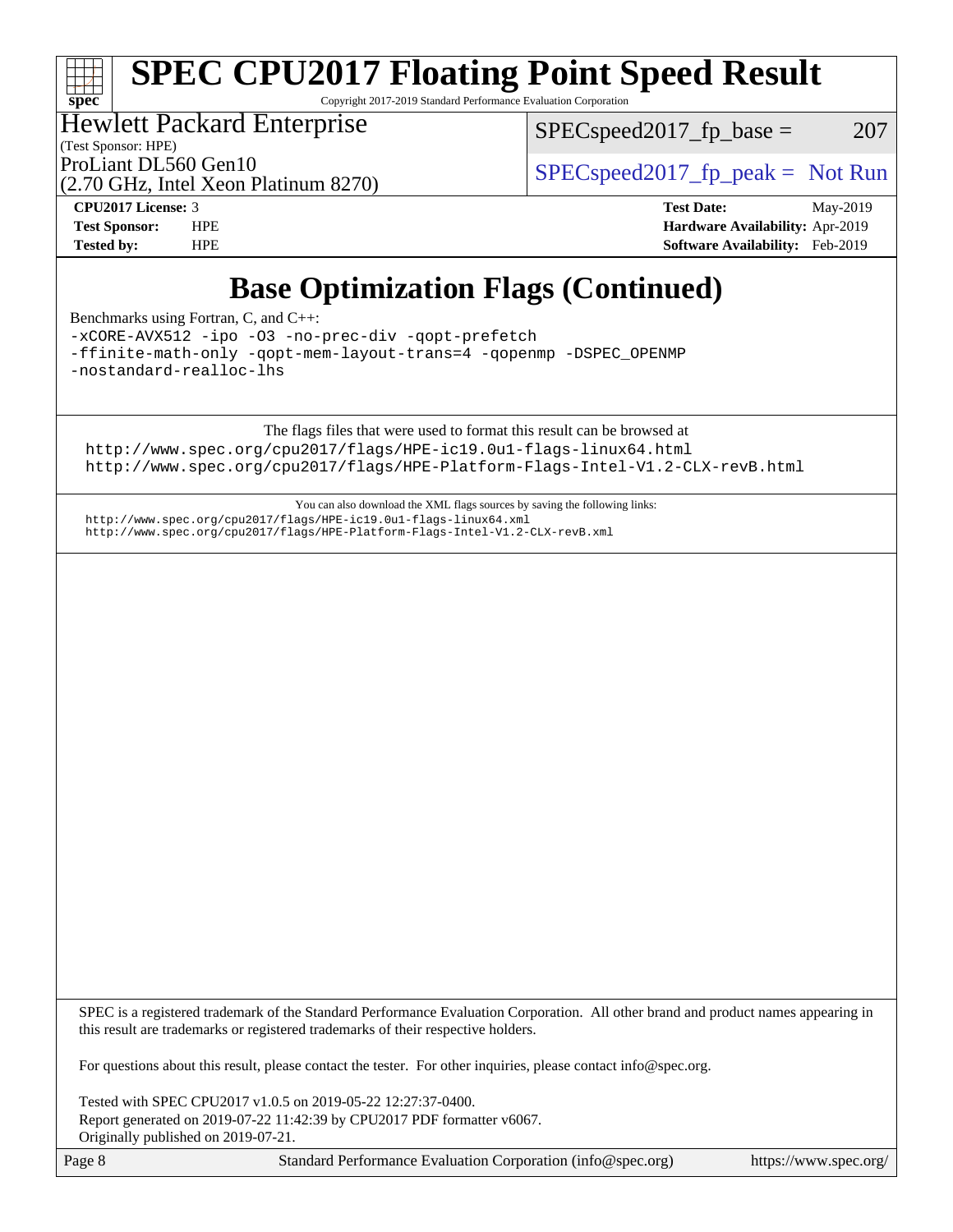# Base Optimization Flags (Continued)

Benchmarks using Fortran, C, and C++:

```
-xCORE-AVX512 -ipo -O3 -no-prec-div -qopt-prefetch
-ffinite-math-only -qopt-mem-layout-trans=4 -qopenmp -DSPEC_OPENMP
-nostandard-realloc-lhs
```

The flags files that were used to format this result can be browsed at

http://www.spec.org/cpu2017/flags/HPE-ic19.0u1-flags-linux64.html
http://www.spec.org/cpu2017/flags/HPE-Platform-Flags-Intel-V1.2-CLX-revB.html

You can also download the XML flags sources by saving the following links:

http://www.spec.org/cpu2017/flags/HPE-ic19.0u1-flags-linux64.xml
http://www.spec.org/cpu2017/flags/HPE-Platform-Flags-Intel-V1.2-CLX-revB.xml

SPEC is a registered trademark of the Standard Performance Evaluation Corporation. All other brand and product names appearing in this result are trademarks or registered trademarks of their respective holders.

For questions about this result, please contact the tester. For other inquiries, please contact info@spec.org.

Tested with SPEC CPU2017 v1.0.5 on 2019-05-22 12:27:37-0400.
Report generated on 2019-07-22 11:42:39 by CPU2017 PDF formatter v6067.
Originally published on 2019-07-21.